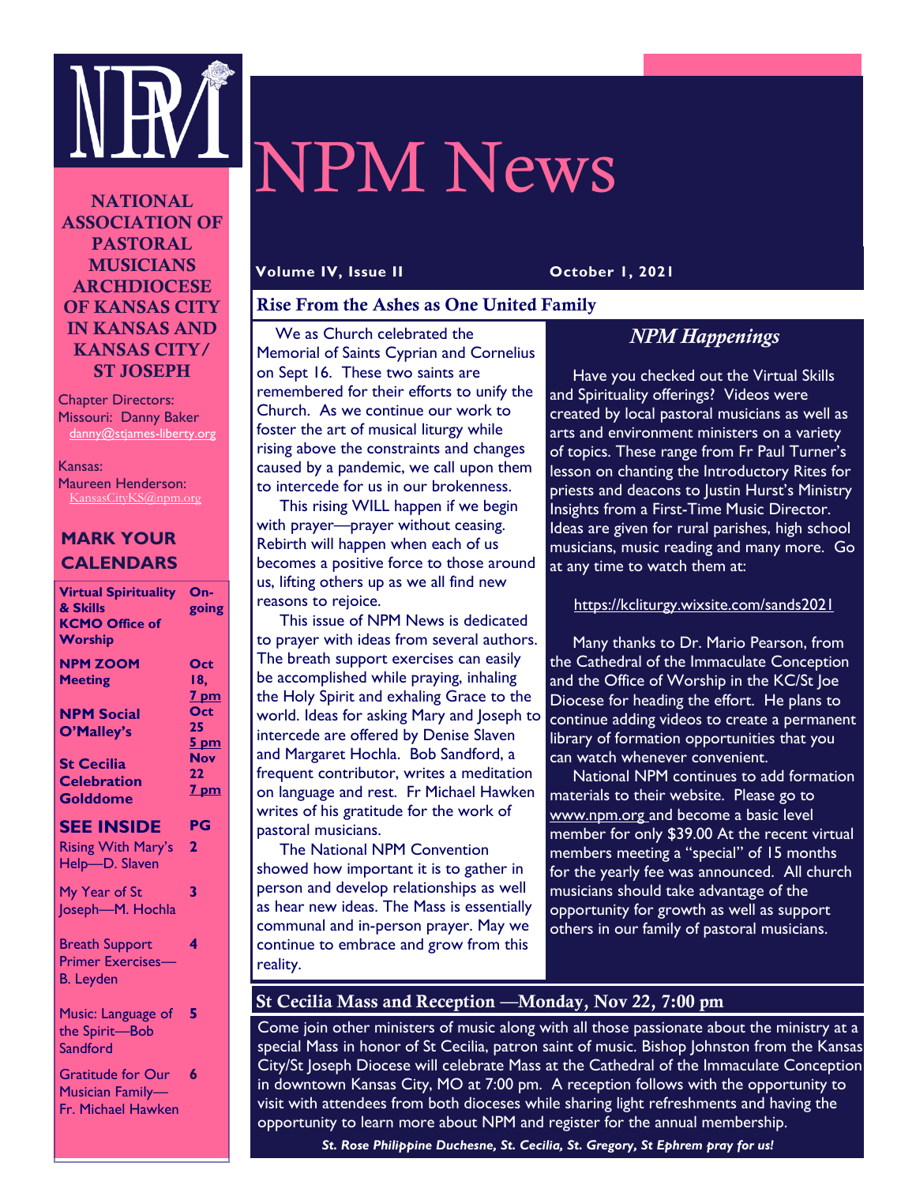# NPM News

**NATIONAL ASSOCIATION OF PASTORAL MUSICIANS ARCHDIOCESE OF KANSAS CITY IN KANSAS AND KANSAS CITY/ ST JOSEPH**

Chapter Directors:
Missouri: Danny Baker
danny@stjames-liberty.org

Kansas:
Maureen Henderson:
KansasCityKS@npm.org

## MARK YOUR CALENDARS

| | |
|---|---|
| **Virtual Spirituality & Skills KCMO Office of Worship** | **On-going** |
| **NPM ZOOM Meeting** | **Oct 18, 7 pm** |
| **NPM Social O'Malley's** | **Oct 25 5 pm** |
| **St Cecilia Celebration Golddome** | **Nov 22 7 pm** |

## SEE INSIDE

| | **PG** |
|---|---|
| Rising With Mary's Help—D. Slaven | 2 |
| My Year of St Joseph—M. Hochla | 3 |
| Breath Support Primer Exercises—B. Leyden | 4 |
| Music: Language of the Spirit—Bob Sandford | 5 |
| Gratitude for Our Musician Family—Fr. Michael Hawken | 6 |

**Volume IV, Issue II** **October 1, 2021**

## Rise From the Ashes as One United Family

We as Church celebrated the Memorial of Saints Cyprian and Cornelius on Sept 16. These two saints are remembered for their efforts to unify the Church. As we continue our work to foster the art of musical liturgy while rising above the constraints and changes caused by a pandemic, we call upon them to intercede for us in our brokenness.

This rising WILL happen if we begin with prayer—prayer without ceasing. Rebirth will happen when each of us becomes a positive force to those around us, lifting others up as we all find new reasons to rejoice.

This issue of NPM News is dedicated to prayer with ideas from several authors. The breath support exercises can easily be accomplished while praying, inhaling the Holy Spirit and exhaling Grace to the world. Ideas for asking Mary and Joseph to intercede are offered by Denise Slaven and Margaret Hochla. Bob Sandford, a frequent contributor, writes a meditation on language and rest. Fr Michael Hawken writes of his gratitude for the work of pastoral musicians.

The National NPM Convention showed how important it is to gather in person and develop relationships as well as hear new ideas. The Mass is essentially communal and in-person prayer. May we continue to embrace and grow from this reality.

## *NPM Happenings*

Have you checked out the Virtual Skills and Spirituality offerings? Videos were created by local pastoral musicians as well as arts and environment ministers on a variety of topics. These range from Fr Paul Turner's lesson on chanting the Introductory Rites for priests and deacons to Justin Hurst's Ministry Insights from a First-Time Music Director. Ideas are given for rural parishes, high school musicians, music reading and many more. Go at any time to watch them at:

https://kcliturgy.wixsite.com/sands2021

Many thanks to Dr. Mario Pearson, from the Cathedral of the Immaculate Conception and the Office of Worship in the KC/St Joe Diocese for heading the effort. He plans to continue adding videos to create a permanent library of formation opportunities that you can watch whenever convenient.

National NPM continues to add formation materials to their website. Please go to www.npm.org and become a basic level member for only $39.00 At the recent virtual members meeting a "special" of 15 months for the yearly fee was announced. All church musicians should take advantage of the opportunity for growth as well as support others in our family of pastoral musicians.

## St Cecilia Mass and Reception —Monday, Nov 22, 7:00 pm

Come join other ministers of music along with all those passionate about the ministry at a special Mass in honor of St Cecilia, patron saint of music. Bishop Johnston from the Kansas City/St Joseph Diocese will celebrate Mass at the Cathedral of the Immaculate Conception in downtown Kansas City, MO at 7:00 pm. A reception follows with the opportunity to visit with attendees from both dioceses while sharing light refreshments and having the opportunity to learn more about NPM and register for the annual membership.

***St. Rose Philippine Duchesne, St. Cecilia, St. Gregory, St Ephrem pray for us!***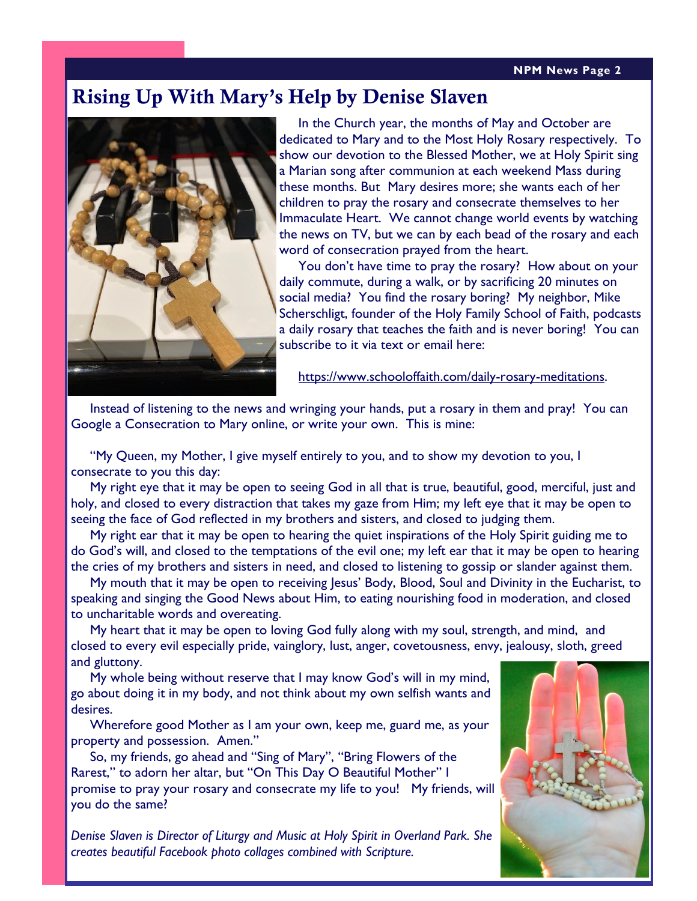# Rising Up With Mary's Help by Denise Slaven

In the Church year, the months of May and October are dedicated to Mary and to the Most Holy Rosary respectively. To show our devotion to the Blessed Mother, we at Holy Spirit sing a Marian song after communion at each weekend Mass during these months. But Mary desires more; she wants each of her children to pray the rosary and consecrate themselves to her Immaculate Heart. We cannot change world events by watching the news on TV, but we can by each bead of the rosary and each word of consecration prayed from the heart.

You don't have time to pray the rosary? How about on your daily commute, during a walk, or by sacrificing 20 minutes on social media? You find the rosary boring? My neighbor, Mike Scherschligt, founder of the Holy Family School of Faith, podcasts a daily rosary that teaches the faith and is never boring! You can subscribe to it via text or email here:

https://www.schooloffaith.com/daily-rosary-meditations.

Instead of listening to the news and wringing your hands, put a rosary in them and pray! You can Google a Consecration to Mary online, or write your own. This is mine:

"My Queen, my Mother, I give myself entirely to you, and to show my devotion to you, I consecrate to you this day:

My right eye that it may be open to seeing God in all that is true, beautiful, good, merciful, just and holy, and closed to every distraction that takes my gaze from Him; my left eye that it may be open to seeing the face of God reflected in my brothers and sisters, and closed to judging them.

My right ear that it may be open to hearing the quiet inspirations of the Holy Spirit guiding me to do God's will, and closed to the temptations of the evil one; my left ear that it may be open to hearing the cries of my brothers and sisters in need, and closed to listening to gossip or slander against them.

My mouth that it may be open to receiving Jesus' Body, Blood, Soul and Divinity in the Eucharist, to speaking and singing the Good News about Him, to eating nourishing food in moderation, and closed to uncharitable words and overeating.

My heart that it may be open to loving God fully along with my soul, strength, and mind, and closed to every evil especially pride, vainglory, lust, anger, covetousness, envy, jealousy, sloth, greed and gluttony.

My whole being without reserve that I may know God's will in my mind, go about doing it in my body, and not think about my own selfish wants and desires.

Wherefore good Mother as I am your own, keep me, guard me, as your property and possession. Amen."

So, my friends, go ahead and "Sing of Mary", "Bring Flowers of the Rarest," to adorn her altar, but "On This Day O Beautiful Mother" I promise to pray your rosary and consecrate my life to you! My friends, will you do the same?

*Denise Slaven is Director of Liturgy and Music at Holy Spirit in Overland Park. She creates beautiful Facebook photo collages combined with Scripture.*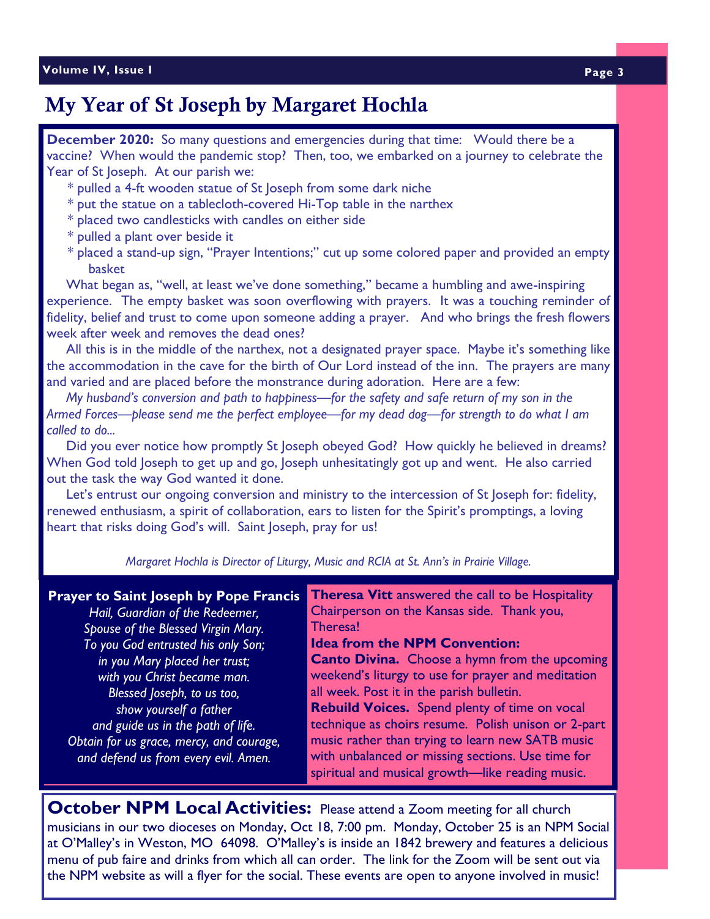# My Year of St Joseph by Margaret Hochla

**December 2020:** So many questions and emergencies during that time: Would there be a vaccine? When would the pandemic stop? Then, too, we embarked on a journey to celebrate the Year of St Joseph. At our parish we:

- pulled a 4-ft wooden statue of St Joseph from some dark niche
- put the statue on a tablecloth-covered Hi-Top table in the narthex
- placed two candlesticks with candles on either side
- pulled a plant over beside it
- placed a stand-up sign, "Prayer Intentions;" cut up some colored paper and provided an empty basket

What began as, "well, at least we've done something," became a humbling and awe-inspiring experience. The empty basket was soon overflowing with prayers. It was a touching reminder of fidelity, belief and trust to come upon someone adding a prayer. And who brings the fresh flowers week after week and removes the dead ones?

All this is in the middle of the narthex, not a designated prayer space. Maybe it's something like the accommodation in the cave for the birth of Our Lord instead of the inn. The prayers are many and varied and are placed before the monstrance during adoration. Here are a few:

*My husband's conversion and path to happiness—for the safety and safe return of my son in the Armed Forces—please send me the perfect employee—for my dead dog—for strength to do what I am called to do...*

Did you ever notice how promptly St Joseph obeyed God? How quickly he believed in dreams? When God told Joseph to get up and go, Joseph unhesitatingly got up and went. He also carried out the task the way God wanted it done.

Let's entrust our ongoing conversion and ministry to the intercession of St Joseph for: fidelity, renewed enthusiasm, a spirit of collaboration, ears to listen for the Spirit's promptings, a loving heart that risks doing God's will. Saint Joseph, pray for us!

*Margaret Hochla is Director of Liturgy, Music and RCIA at St. Ann's in Prairie Village.*

**Prayer to Saint Joseph by Pope Francis**

*Hail, Guardian of the Redeemer,*
*Spouse of the Blessed Virgin Mary.*
*To you God entrusted his only Son;*
*in you Mary placed her trust;*
*with you Christ became man.*
*Blessed Joseph, to us too,*
*show yourself a father*
*and guide us in the path of life.*
*Obtain for us grace, mercy, and courage,*
*and defend us from every evil. Amen.*

**Theresa Vitt** answered the call to be Hospitality Chairperson on the Kansas side. Thank you, Theresa!

**Idea from the NPM Convention:**

**Canto Divina.** Choose a hymn from the upcoming weekend's liturgy to use for prayer and meditation all week. Post it in the parish bulletin.

**Rebuild Voices.** Spend plenty of time on vocal technique as choirs resume. Polish unison or 2-part music rather than trying to learn new SATB music with unbalanced or missing sections. Use time for spiritual and musical growth—like reading music.

**October NPM Local Activities:** Please attend a Zoom meeting for all church musicians in our two dioceses on Monday, Oct 18, 7:00 pm. Monday, October 25 is an NPM Social at O'Malley's in Weston, MO 64098. O'Malley's is inside an 1842 brewery and features a delicious menu of pub faire and drinks from which all can order. The link for the Zoom will be sent out via the NPM website as will a flyer for the social. These events are open to anyone involved in music!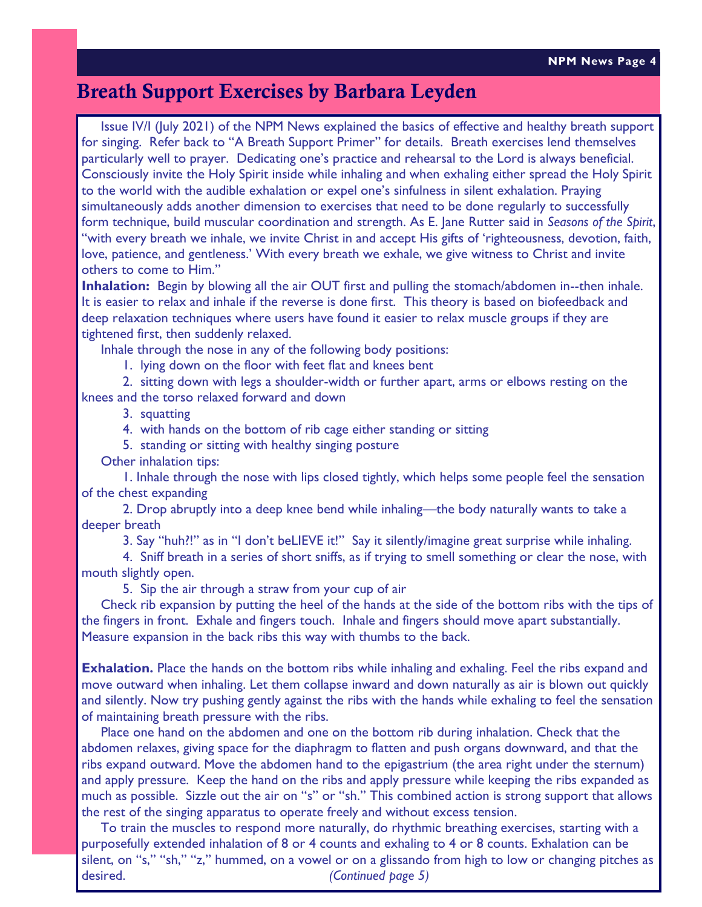## Breath Support Exercises by Barbara Leyden

Issue IV/I (July 2021) of the NPM News explained the basics of effective and healthy breath support for singing. Refer back to "A Breath Support Primer" for details. Breath exercises lend themselves particularly well to prayer. Dedicating one's practice and rehearsal to the Lord is always beneficial. Consciously invite the Holy Spirit inside while inhaling and when exhaling either spread the Holy Spirit to the world with the audible exhalation or expel one's sinfulness in silent exhalation. Praying simultaneously adds another dimension to exercises that need to be done regularly to successfully form technique, build muscular coordination and strength. As E. Jane Rutter said in *Seasons of the Spirit*, "with every breath we inhale, we invite Christ in and accept His gifts of 'righteousness, devotion, faith, love, patience, and gentleness.' With every breath we exhale, we give witness to Christ and invite others to come to Him."

**Inhalation:** Begin by blowing all the air OUT first and pulling the stomach/abdomen in--then inhale. It is easier to relax and inhale if the reverse is done first. This theory is based on biofeedback and deep relaxation techniques where users have found it easier to relax muscle groups if they are tightened first, then suddenly relaxed.

Inhale through the nose in any of the following body positions:

1. lying down on the floor with feet flat and knees bent
2. sitting down with legs a shoulder-width or further apart, arms or elbows resting on the knees and the torso relaxed forward and down
3. squatting
4. with hands on the bottom of rib cage either standing or sitting
5. standing or sitting with healthy singing posture

Other inhalation tips:

1. Inhale through the nose with lips closed tightly, which helps some people feel the sensation of the chest expanding
2. Drop abruptly into a deep knee bend while inhaling—the body naturally wants to take a deeper breath
3. Say "huh?!" as in "I don't beLIEVE it!" Say it silently/imagine great surprise while inhaling.
4. Sniff breath in a series of short sniffs, as if trying to smell something or clear the nose, with mouth slightly open.
5. Sip the air through a straw from your cup of air

Check rib expansion by putting the heel of the hands at the side of the bottom ribs with the tips of the fingers in front. Exhale and fingers touch. Inhale and fingers should move apart substantially. Measure expansion in the back ribs this way with thumbs to the back.

**Exhalation.** Place the hands on the bottom ribs while inhaling and exhaling. Feel the ribs expand and move outward when inhaling. Let them collapse inward and down naturally as air is blown out quickly and silently. Now try pushing gently against the ribs with the hands while exhaling to feel the sensation of maintaining breath pressure with the ribs.

Place one hand on the abdomen and one on the bottom rib during inhalation. Check that the abdomen relaxes, giving space for the diaphragm to flatten and push organs downward, and that the ribs expand outward. Move the abdomen hand to the epigastrium (the area right under the sternum) and apply pressure. Keep the hand on the ribs and apply pressure while keeping the ribs expanded as much as possible. Sizzle out the air on "s" or "sh." This combined action is strong support that allows the rest of the singing apparatus to operate freely and without excess tension.

To train the muscles to respond more naturally, do rhythmic breathing exercises, starting with a purposefully extended inhalation of 8 or 4 counts and exhaling to 4 or 8 counts. Exhalation can be silent, on "s," "sh," "z," hummed, on a vowel or on a glissando from high to low or changing pitches as desired. *(Continued page 5)*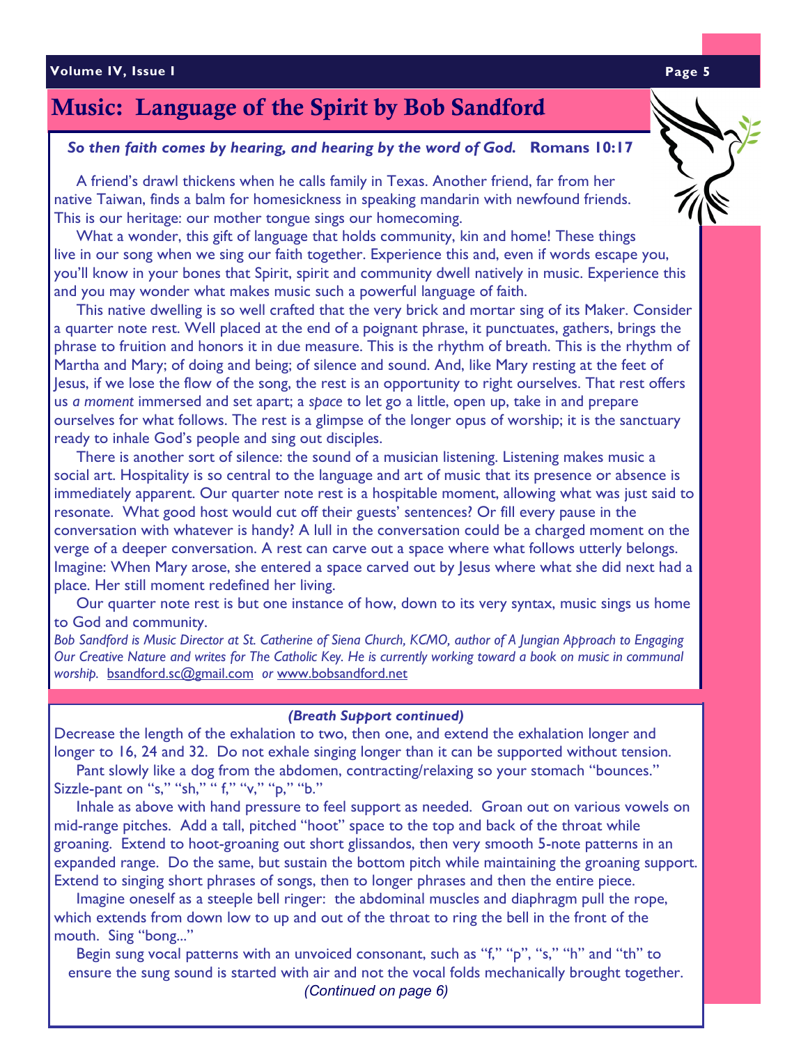# Music: Language of the Spirit by Bob Sandford

***So then faith comes by hearing, and hearing by the word of God.*** **Romans 10:17**

A friend's drawl thickens when he calls family in Texas. Another friend, far from her native Taiwan, finds a balm for homesickness in speaking mandarin with newfound friends. This is our heritage: our mother tongue sings our homecoming.

What a wonder, this gift of language that holds community, kin and home! These things live in our song when we sing our faith together. Experience this and, even if words escape you, you'll know in your bones that Spirit, spirit and community dwell natively in music. Experience this and you may wonder what makes music such a powerful language of faith.

This native dwelling is so well crafted that the very brick and mortar sing of its Maker. Consider a quarter note rest. Well placed at the end of a poignant phrase, it punctuates, gathers, brings the phrase to fruition and honors it in due measure. This is the rhythm of breath. This is the rhythm of Martha and Mary; of doing and being; of silence and sound. And, like Mary resting at the feet of Jesus, if we lose the flow of the song, the rest is an opportunity to right ourselves. That rest offers us *a moment* immersed and set apart; a *space* to let go a little, open up, take in and prepare ourselves for what follows. The rest is a glimpse of the longer opus of worship; it is the sanctuary ready to inhale God's people and sing out disciples.

There is another sort of silence: the sound of a musician listening. Listening makes music a social art. Hospitality is so central to the language and art of music that its presence or absence is immediately apparent. Our quarter note rest is a hospitable moment, allowing what was just said to resonate. What good host would cut off their guests' sentences? Or fill every pause in the conversation with whatever is handy? A lull in the conversation could be a charged moment on the verge of a deeper conversation. A rest can carve out a space where what follows utterly belongs. Imagine: When Mary arose, she entered a space carved out by Jesus where what she did next had a place. Her still moment redefined her living.

Our quarter note rest is but one instance of how, down to its very syntax, music sings us home to God and community.

*Bob Sandford is Music Director at St. Catherine of Siena Church, KCMO, author of A Jungian Approach to Engaging Our Creative Nature and writes for The Catholic Key. He is currently working toward a book on music in communal worship.* bsandford.sc@gmail.com *or* www.bobsandford.net

***(Breath Support continued)***

Decrease the length of the exhalation to two, then one, and extend the exhalation longer and longer to 16, 24 and 32. Do not exhale singing longer than it can be supported without tension.

Pant slowly like a dog from the abdomen, contracting/relaxing so your stomach "bounces." Sizzle-pant on "s," "sh," " f," "v," "p," "b."

Inhale as above with hand pressure to feel support as needed. Groan out on various vowels on mid-range pitches. Add a tall, pitched "hoot" space to the top and back of the throat while groaning. Extend to hoot-groaning out short glissandos, then very smooth 5-note patterns in an expanded range. Do the same, but sustain the bottom pitch while maintaining the groaning support. Extend to singing short phrases of songs, then to longer phrases and then the entire piece.

Imagine oneself as a steeple bell ringer: the abdominal muscles and diaphragm pull the rope, which extends from down low to up and out of the throat to ring the bell in the front of the mouth. Sing "bong..."

Begin sung vocal patterns with an unvoiced consonant, such as "f," "p", "s," "h" and "th" to ensure the sung sound is started with air and not the vocal folds mechanically brought together.

*(Continued on page 6)*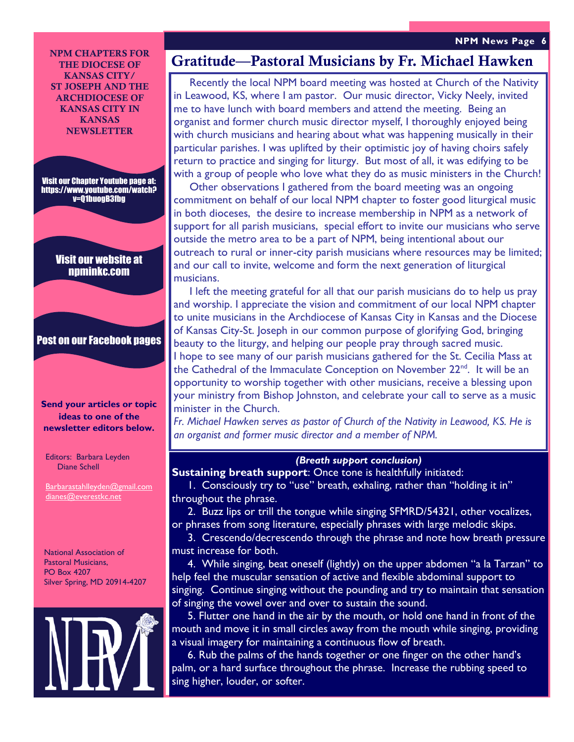# Gratitude—Pastoral Musicians by Fr. Michael Hawken

Recently the local NPM board meeting was hosted at Church of the Nativity in Leawood, KS, where I am pastor. Our music director, Vicky Neely, invited me to have lunch with board members and attend the meeting. Being an organist and former church music director myself, I thoroughly enjoyed being with church musicians and hearing about what was happening musically in their particular parishes. I was uplifted by their optimistic joy of having choirs safely return to practice and singing for liturgy. But most of all, it was edifying to be with a group of people who love what they do as music ministers in the Church!

Other observations I gathered from the board meeting was an ongoing commitment on behalf of our local NPM chapter to foster good liturgical music in both dioceses, the desire to increase membership in NPM as a network of support for all parish musicians, special effort to invite our musicians who serve outside the metro area to be a part of NPM, being intentional about our outreach to rural or inner-city parish musicians where resources may be limited; and our call to invite, welcome and form the next generation of liturgical musicians.

I left the meeting grateful for all that our parish musicians do to help us pray and worship. I appreciate the vision and commitment of our local NPM chapter to unite musicians in the Archdiocese of Kansas City in Kansas and the Diocese of Kansas City-St. Joseph in our common purpose of glorifying God, bringing beauty to the liturgy, and helping our people pray through sacred music.

I hope to see many of our parish musicians gathered for the St. Cecilia Mass at the Cathedral of the Immaculate Conception on November 22nd. It will be an opportunity to worship together with other musicians, receive a blessing upon your ministry from Bishop Johnston, and celebrate your call to serve as a music minister in the Church.

*Fr. Michael Hawken serves as pastor of Church of the Nativity in Leawood, KS. He is an organist and former music director and a member of NPM.*

***(Breath support conclusion)***

**Sustaining breath support**: Once tone is healthfully initiated:

1. Consciously try to "use" breath, exhaling, rather than "holding it in" throughout the phrase.
2. Buzz lips or trill the tongue while singing SFMRD/54321, other vocalizes, or phrases from song literature, especially phrases with large melodic skips.
3. Crescendo/decrescendo through the phrase and note how breath pressure must increase for both.
4. While singing, beat oneself (lightly) on the upper abdomen "a la Tarzan" to help feel the muscular sensation of active and flexible abdominal support to singing. Continue singing without the pounding and try to maintain that sensation of singing the vowel over and over to sustain the sound.
5. Flutter one hand in the air by the mouth, or hold one hand in front of the mouth and move it in small circles away from the mouth while singing, providing a visual imagery for maintaining a continuous flow of breath.
6. Rub the palms of the hands together or one finger on the other hand's palm, or a hard surface throughout the phrase. Increase the rubbing speed to sing higher, louder, or softer.

**NPM CHAPTERS FOR THE DIOCESE OF KANSAS CITY/ ST JOSEPH AND THE ARCHDIOCESE OF KANSAS CITY IN KANSAS NEWSLETTER**

Visit our Chapter Youtube page at: https://www.youtube.com/watch?v=Q1buogB3fbg

Visit our website at npminkc.com

Post on our Facebook pages

**Send your articles or topic ideas to one of the newsletter editors below.**

Editors: Barbara Leyden
Diane Schell

Barbarastahlleyden@gmail.com
dianes@everestkc.net

National Association of Pastoral Musicians,
PO Box 4207
Silver Spring, MD 20914-4207